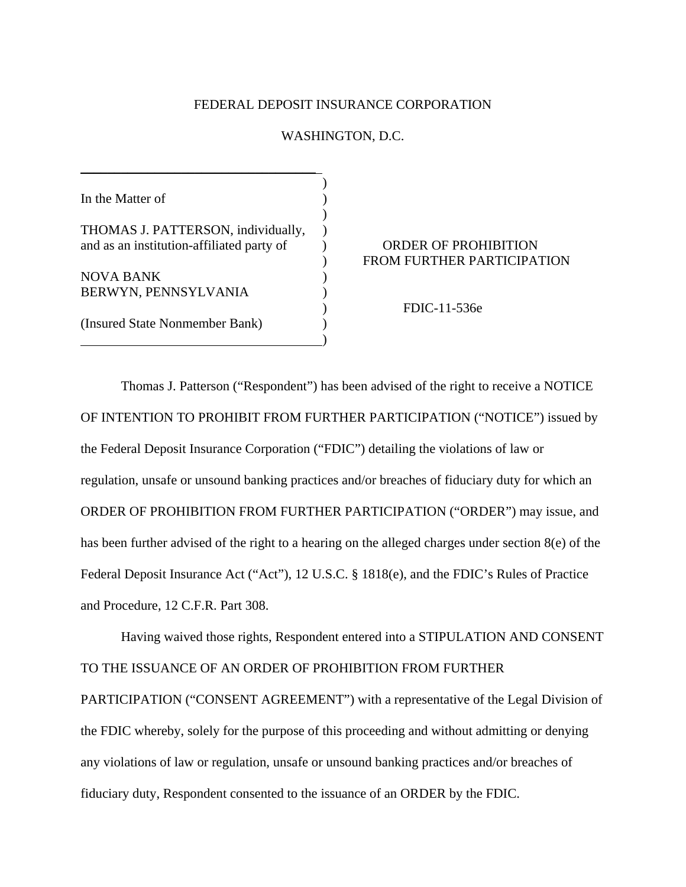FEDERAL DEPOSIT INSURANCE CORPORATION

WASHINGTON, D.C.

| | |
|---|---|
| In the Matter of<br><br>THOMAS J. PATTERSON, individually, and as an institution-affiliated party of<br><br>NOVA BANK<br>BERWYN, PENNSYLVANIA<br><br>(Insured State Nonmember Bank) | ORDER OF PROHIBITION FROM FURTHER PARTICIPATION<br><br>FDIC-11-536e |

Thomas J. Patterson ("Respondent") has been advised of the right to receive a NOTICE OF INTENTION TO PROHIBIT FROM FURTHER PARTICIPATION ("NOTICE") issued by the Federal Deposit Insurance Corporation ("FDIC") detailing the violations of law or regulation, unsafe or unsound banking practices and/or breaches of fiduciary duty for which an ORDER OF PROHIBITION FROM FURTHER PARTICIPATION ("ORDER") may issue, and has been further advised of the right to a hearing on the alleged charges under section 8(e) of the Federal Deposit Insurance Act ("Act"), 12 U.S.C. § 1818(e), and the FDIC's Rules of Practice and Procedure, 12 C.F.R. Part 308.

Having waived those rights, Respondent entered into a STIPULATION AND CONSENT TO THE ISSUANCE OF AN ORDER OF PROHIBITION FROM FURTHER PARTICIPATION ("CONSENT AGREEMENT") with a representative of the Legal Division of the FDIC whereby, solely for the purpose of this proceeding and without admitting or denying any violations of law or regulation, unsafe or unsound banking practices and/or breaches of fiduciary duty, Respondent consented to the issuance of an ORDER by the FDIC.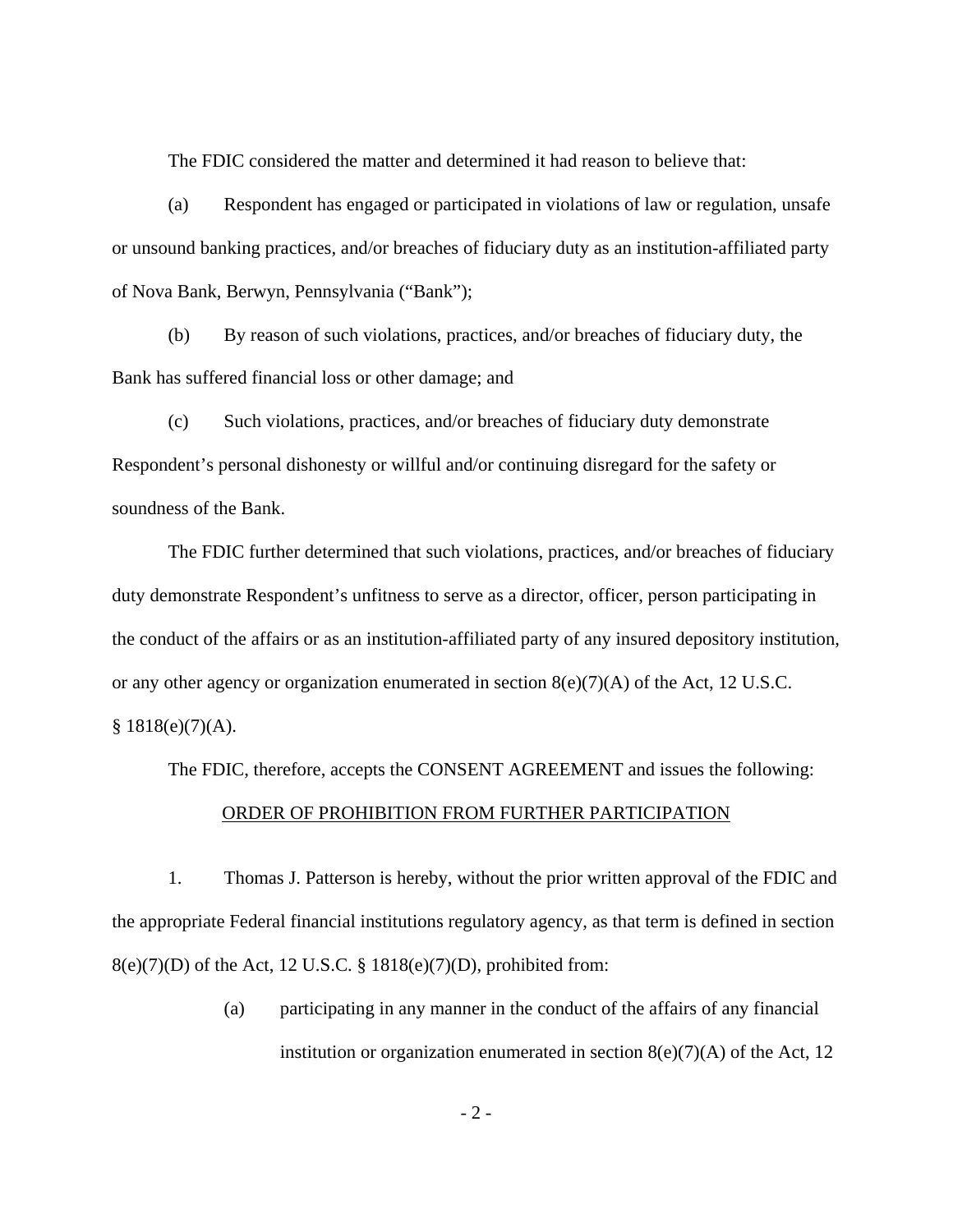The FDIC considered the matter and determined it had reason to believe that:

(a) Respondent has engaged or participated in violations of law or regulation, unsafe or unsound banking practices, and/or breaches of fiduciary duty as an institution-affiliated party of Nova Bank, Berwyn, Pennsylvania ("Bank");

(b) By reason of such violations, practices, and/or breaches of fiduciary duty, the Bank has suffered financial loss or other damage; and

(c) Such violations, practices, and/or breaches of fiduciary duty demonstrate Respondent's personal dishonesty or willful and/or continuing disregard for the safety or soundness of the Bank.

The FDIC further determined that such violations, practices, and/or breaches of fiduciary duty demonstrate Respondent's unfitness to serve as a director, officer, person participating in the conduct of the affairs or as an institution-affiliated party of any insured depository institution, or any other agency or organization enumerated in section 8(e)(7)(A) of the Act, 12 U.S.C. § 1818(e)(7)(A).

The FDIC, therefore, accepts the CONSENT AGREEMENT and issues the following:

ORDER OF PROHIBITION FROM FURTHER PARTICIPATION

1. Thomas J. Patterson is hereby, without the prior written approval of the FDIC and the appropriate Federal financial institutions regulatory agency, as that term is defined in section 8(e)(7)(D) of the Act, 12 U.S.C. § 1818(e)(7)(D), prohibited from:

   (a) participating in any manner in the conduct of the affairs of any financial institution or organization enumerated in section 8(e)(7)(A) of the Act, 12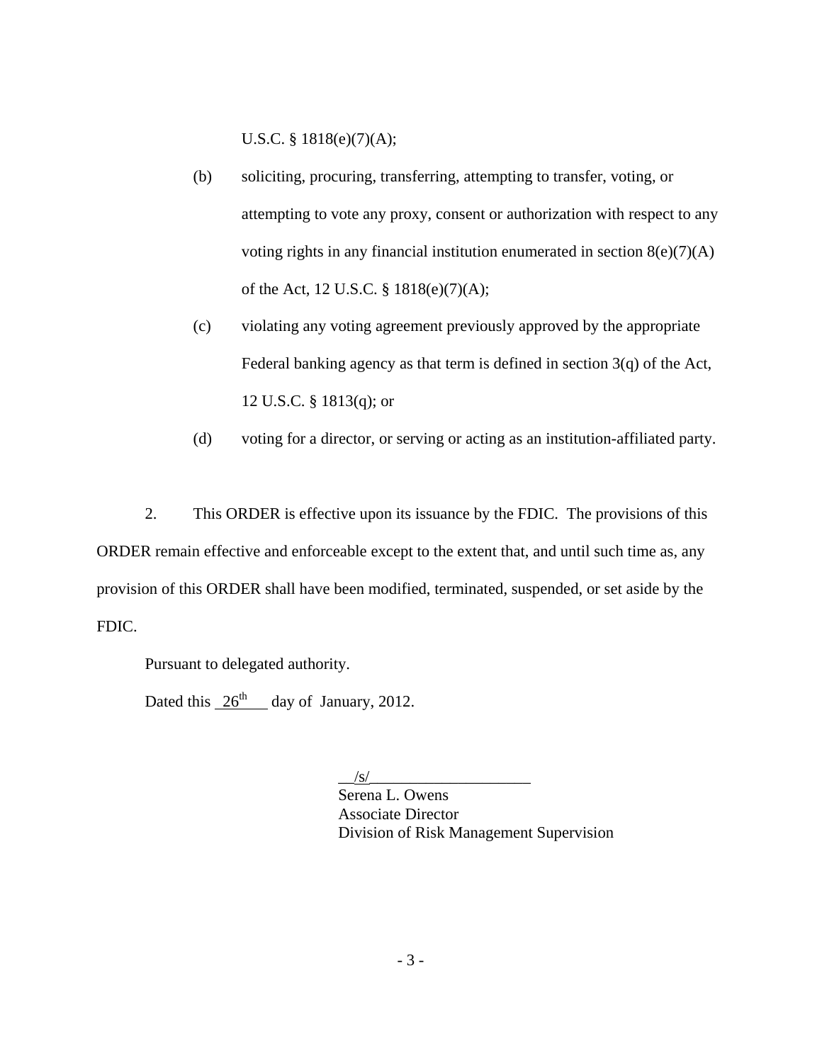U.S.C. § 1818(e)(7)(A);

(b) soliciting, procuring, transferring, attempting to transfer, voting, or attempting to vote any proxy, consent or authorization with respect to any voting rights in any financial institution enumerated in section 8(e)(7)(A) of the Act, 12 U.S.C. § 1818(e)(7)(A);

(c) violating any voting agreement previously approved by the appropriate Federal banking agency as that term is defined in section 3(q) of the Act, 12 U.S.C. § 1813(q); or

(d) voting for a director, or serving or acting as an institution-affiliated party.

2. This ORDER is effective upon its issuance by the FDIC. The provisions of this ORDER remain effective and enforceable except to the extent that, and until such time as, any provision of this ORDER shall have been modified, terminated, suspended, or set aside by the FDIC.

Pursuant to delegated authority.

Dated this 26th day of January, 2012.

/s/
Serena L. Owens
Associate Director
Division of Risk Management Supervision